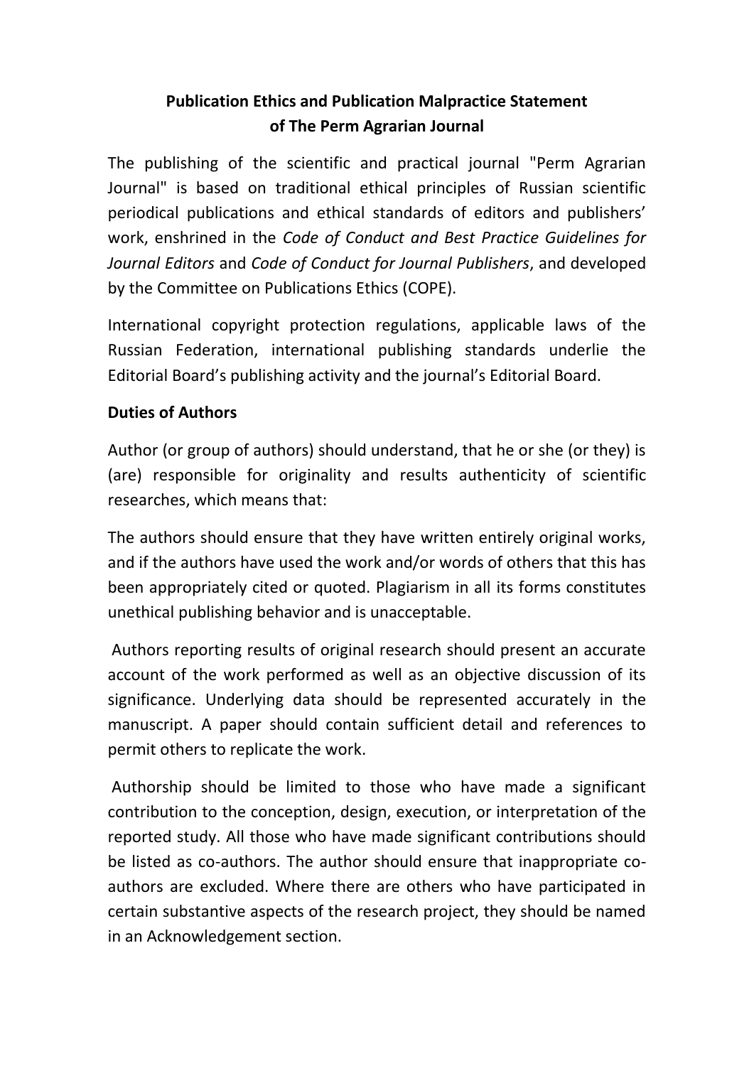# Publication Ethics and Publication Malpractice Statement of The Perm Agrarian Journal

The publishing of the scientific and practical journal "Perm Agrarian Journal" is based on traditional ethical principles of Russian scientific periodical publications and ethical standards of editors and publishers' work, enshrined in the *Code of Conduct and Best Practice Guidelines for Journal Editors* and *Code of Conduct for Journal Publishers*, and developed by the Committee on Publications Ethics (COPE).

International copyright protection regulations, applicable laws of the Russian Federation, international publishing standards underlie the Editorial Board's publishing activity and the journal's Editorial Board.

## Duties of Authors

Author (or group of authors) should understand, that he or she (or they) is (are) responsible for originality and results authenticity of scientific researches, which means that:

The authors should ensure that they have written entirely original works, and if the authors have used the work and/or words of others that this has been appropriately cited or quoted. Plagiarism in all its forms constitutes unethical publishing behavior and is unacceptable.

Authors reporting results of original research should present an accurate account of the work performed as well as an objective discussion of its significance. Underlying data should be represented accurately in the manuscript. A paper should contain sufficient detail and references to permit others to replicate the work.

Authorship should be limited to those who have made a significant contribution to the conception, design, execution, or interpretation of the reported study. All those who have made significant contributions should be listed as co-authors. The author should ensure that inappropriate co-authors are excluded. Where there are others who have participated in certain substantive aspects of the research project, they should be named in an Acknowledgement section.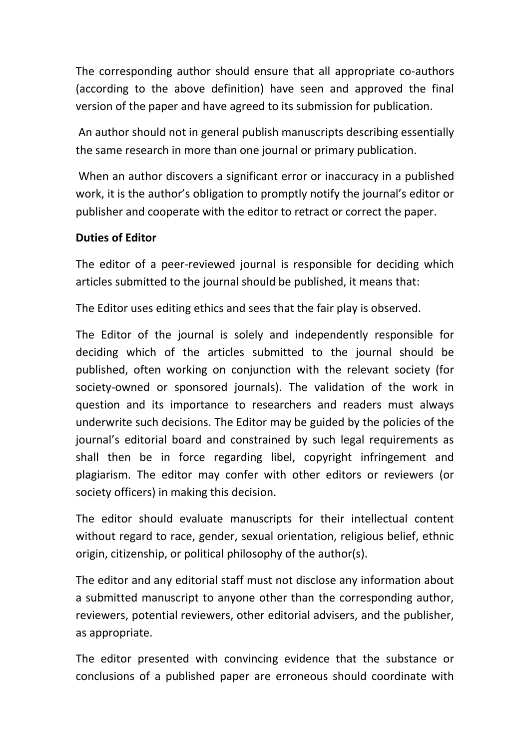The corresponding author should ensure that all appropriate co-authors (according to the above definition) have seen and approved the final version of the paper and have agreed to its submission for publication.

An author should not in general publish manuscripts describing essentially the same research in more than one journal or primary publication.

When an author discovers a significant error or inaccuracy in a published work, it is the author's obligation to promptly notify the journal's editor or publisher and cooperate with the editor to retract or correct the paper.

**Duties of Editor**

The editor of a peer-reviewed journal is responsible for deciding which articles submitted to the journal should be published, it means that:

The Editor uses editing ethics and sees that the fair play is observed.

The Editor of the journal is solely and independently responsible for deciding which of the articles submitted to the journal should be published, often working on conjunction with the relevant society (for society-owned or sponsored journals). The validation of the work in question and its importance to researchers and readers must always underwrite such decisions. The Editor may be guided by the policies of the journal's editorial board and constrained by such legal requirements as shall then be in force regarding libel, copyright infringement and plagiarism. The editor may confer with other editors or reviewers (or society officers) in making this decision.

The editor should evaluate manuscripts for their intellectual content without regard to race, gender, sexual orientation, religious belief, ethnic origin, citizenship, or political philosophy of the author(s).

The editor and any editorial staff must not disclose any information about a submitted manuscript to anyone other than the corresponding author, reviewers, potential reviewers, other editorial advisers, and the publisher, as appropriate.

The editor presented with convincing evidence that the substance or conclusions of a published paper are erroneous should coordinate with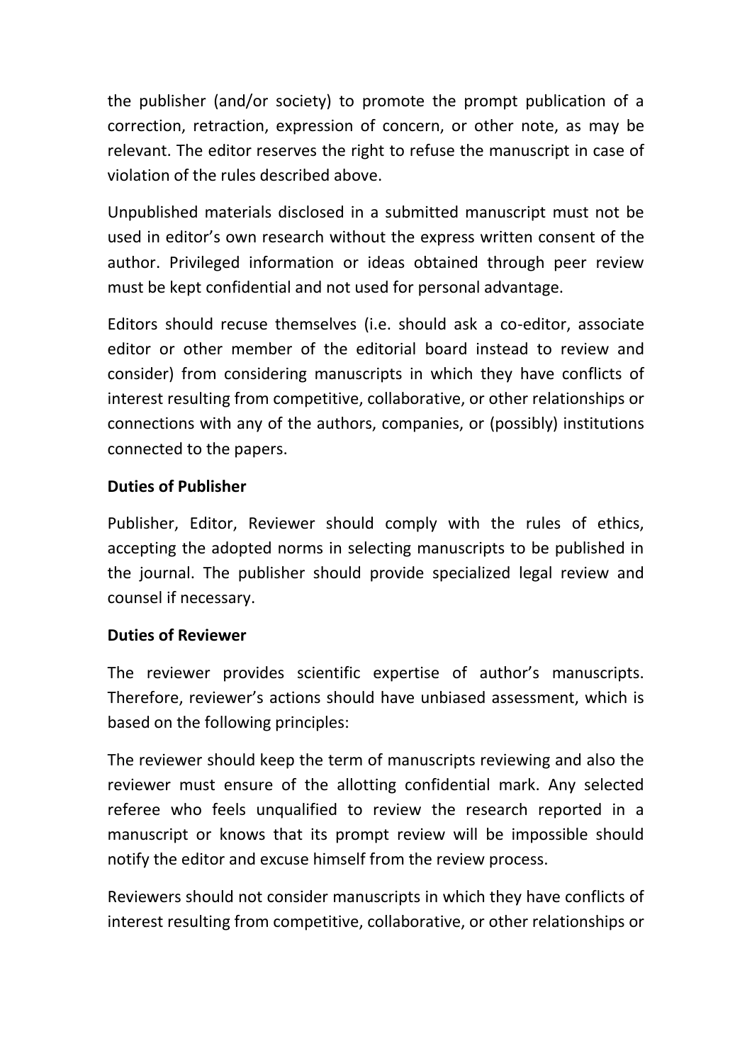the publisher (and/or society) to promote the prompt publication of a correction, retraction, expression of concern, or other note, as may be relevant. The editor reserves the right to refuse the manuscript in case of violation of the rules described above.

Unpublished materials disclosed in a submitted manuscript must not be used in editor's own research without the express written consent of the author. Privileged information or ideas obtained through peer review must be kept confidential and not used for personal advantage.

Editors should recuse themselves (i.e. should ask a co-editor, associate editor or other member of the editorial board instead to review and consider) from considering manuscripts in which they have conflicts of interest resulting from competitive, collaborative, or other relationships or connections with any of the authors, companies, or (possibly) institutions connected to the papers.

**Duties of Publisher**

Publisher, Editor, Reviewer should comply with the rules of ethics, accepting the adopted norms in selecting manuscripts to be published in the journal. The publisher should provide specialized legal review and counsel if necessary.

**Duties of Reviewer**

The reviewer provides scientific expertise of author's manuscripts. Therefore, reviewer's actions should have unbiased assessment, which is based on the following principles:

The reviewer should keep the term of manuscripts reviewing and also the reviewer must ensure of the allotting confidential mark. Any selected referee who feels unqualified to review the research reported in a manuscript or knows that its prompt review will be impossible should notify the editor and excuse himself from the review process.

Reviewers should not consider manuscripts in which they have conflicts of interest resulting from competitive, collaborative, or other relationships or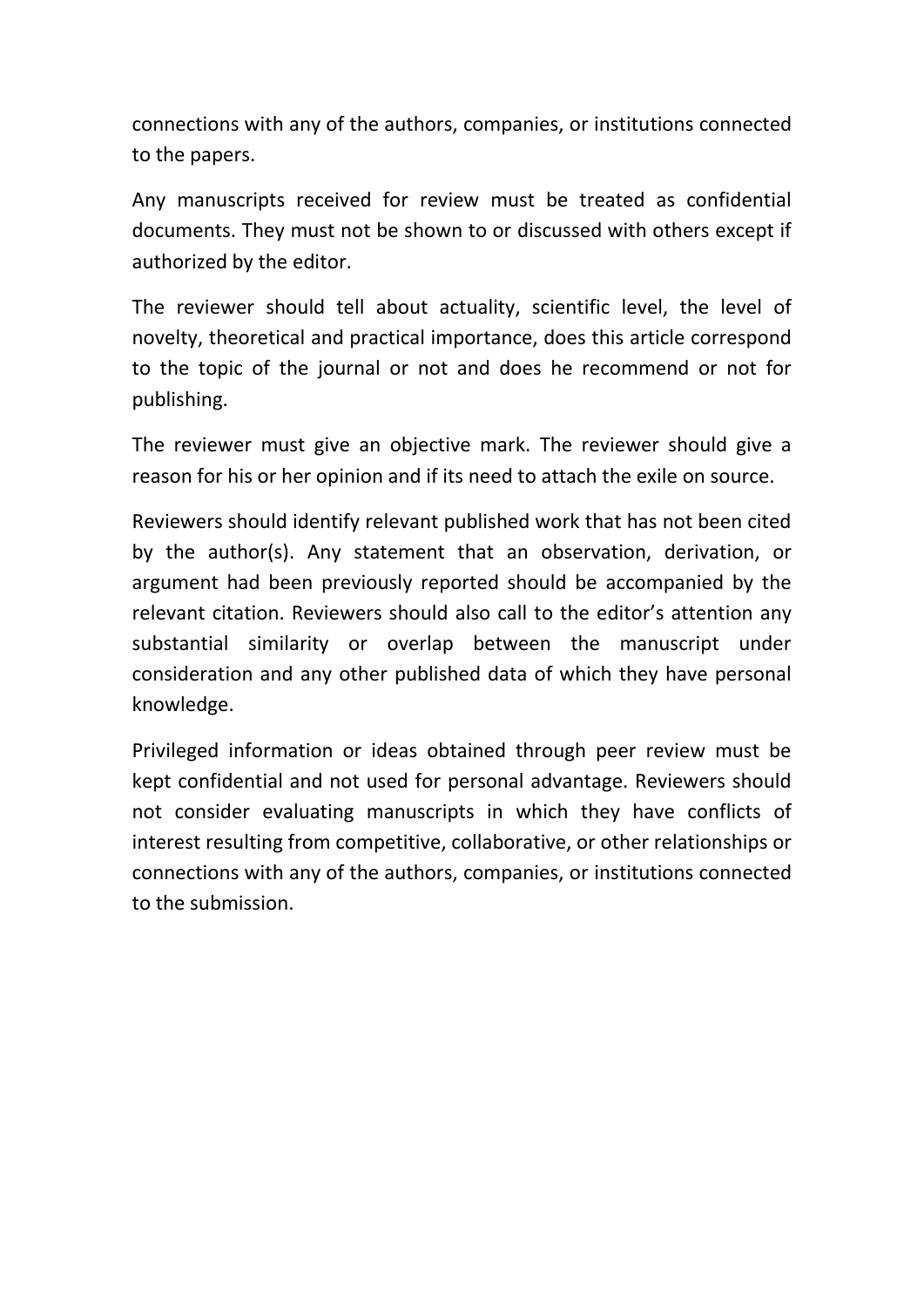connections with any of the authors, companies, or institutions connected to the papers.

Any manuscripts received for review must be treated as confidential documents. They must not be shown to or discussed with others except if authorized by the editor.

The reviewer should tell about actuality, scientific level, the level of novelty, theoretical and practical importance, does this article correspond to the topic of the journal or not and does he recommend or not for publishing.

The reviewer must give an objective mark. The reviewer should give a reason for his or her opinion and if its need to attach the exile on source.

Reviewers should identify relevant published work that has not been cited by the author(s). Any statement that an observation, derivation, or argument had been previously reported should be accompanied by the relevant citation. Reviewers should also call to the editor's attention any substantial similarity or overlap between the manuscript under consideration and any other published data of which they have personal knowledge.

Privileged information or ideas obtained through peer review must be kept confidential and not used for personal advantage. Reviewers should not consider evaluating manuscripts in which they have conflicts of interest resulting from competitive, collaborative, or other relationships or connections with any of the authors, companies, or institutions connected to the submission.